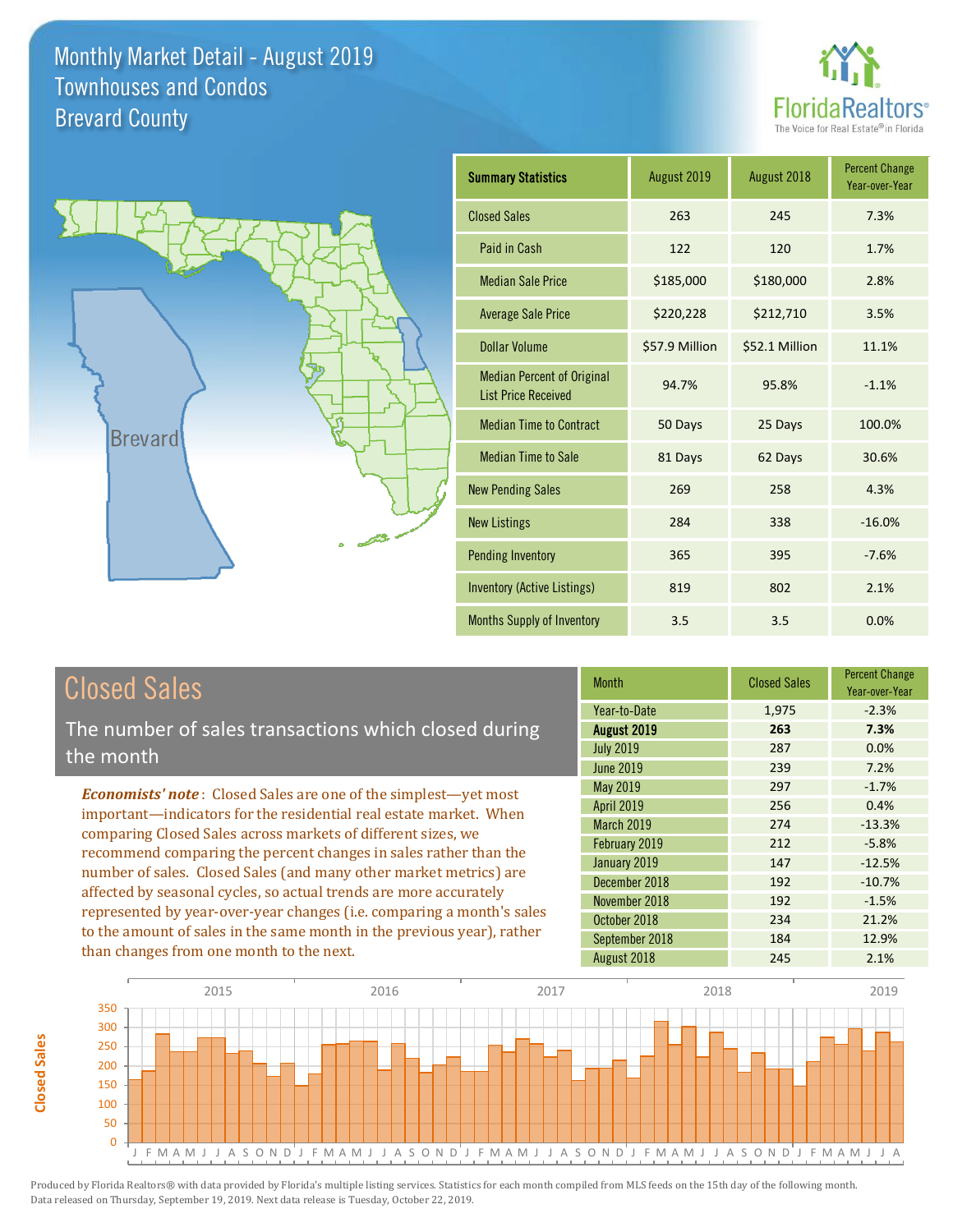# Monthly Market Detail - August 2019
## Townhouses and Condos
## Brevard County

| Summary Statistics | August 2019 | August 2018 | Percent Change Year-over-Year |
|---|---|---|---|
| Closed Sales | 263 | 245 | 7.3% |
| Paid in Cash | 122 | 120 | 1.7% |
| Median Sale Price | $185,000 | $180,000 | 2.8% |
| Average Sale Price | $220,228 | $212,710 | 3.5% |
| Dollar Volume | $57.9 Million | $52.1 Million | 11.1% |
| Median Percent of Original List Price Received | 94.7% | 95.8% | -1.1% |
| Median Time to Contract | 50 Days | 25 Days | 100.0% |
| Median Time to Sale | 81 Days | 62 Days | 30.6% |
| New Pending Sales | 269 | 258 | 4.3% |
| New Listings | 284 | 338 | -16.0% |
| Pending Inventory | 365 | 395 | -7.6% |
| Inventory (Active Listings) | 819 | 802 | 2.1% |
| Months Supply of Inventory | 3.5 | 3.5 | 0.0% |

## Closed Sales

The number of sales transactions which closed during the month

*Economists' note*: Closed Sales are one of the simplest—yet most important—indicators for the residential real estate market. When comparing Closed Sales across markets of different sizes, we recommend comparing the percent changes in sales rather than the number of sales. Closed Sales (and many other market metrics) are affected by seasonal cycles, so actual trends are more accurately represented by year-over-year changes (i.e. comparing a month's sales to the amount of sales in the same month in the previous year), rather than changes from one month to the next.

| Month | Closed Sales | Percent Change Year-over-Year |
|---|---|---|
| Year-to-Date | 1,975 | -2.3% |
| **August 2019** | **263** | **7.3%** |
| July 2019 | 287 | 0.0% |
| June 2019 | 239 | 7.2% |
| May 2019 | 297 | -1.7% |
| April 2019 | 256 | 0.4% |
| March 2019 | 274 | -13.3% |
| February 2019 | 212 | -5.8% |
| January 2019 | 147 | -12.5% |
| December 2018 | 192 | -10.7% |
| November 2018 | 192 | -1.5% |
| October 2018 | 234 | 21.2% |
| September 2018 | 184 | 12.9% |
| August 2018 | 245 | 2.1% |

Produced by Florida Realtors® with data provided by Florida's multiple listing services. Statistics for each month compiled from MLS feeds on the 15th day of the following month. Data released on Thursday, September 19, 2019. Next data release is Tuesday, October 22, 2019.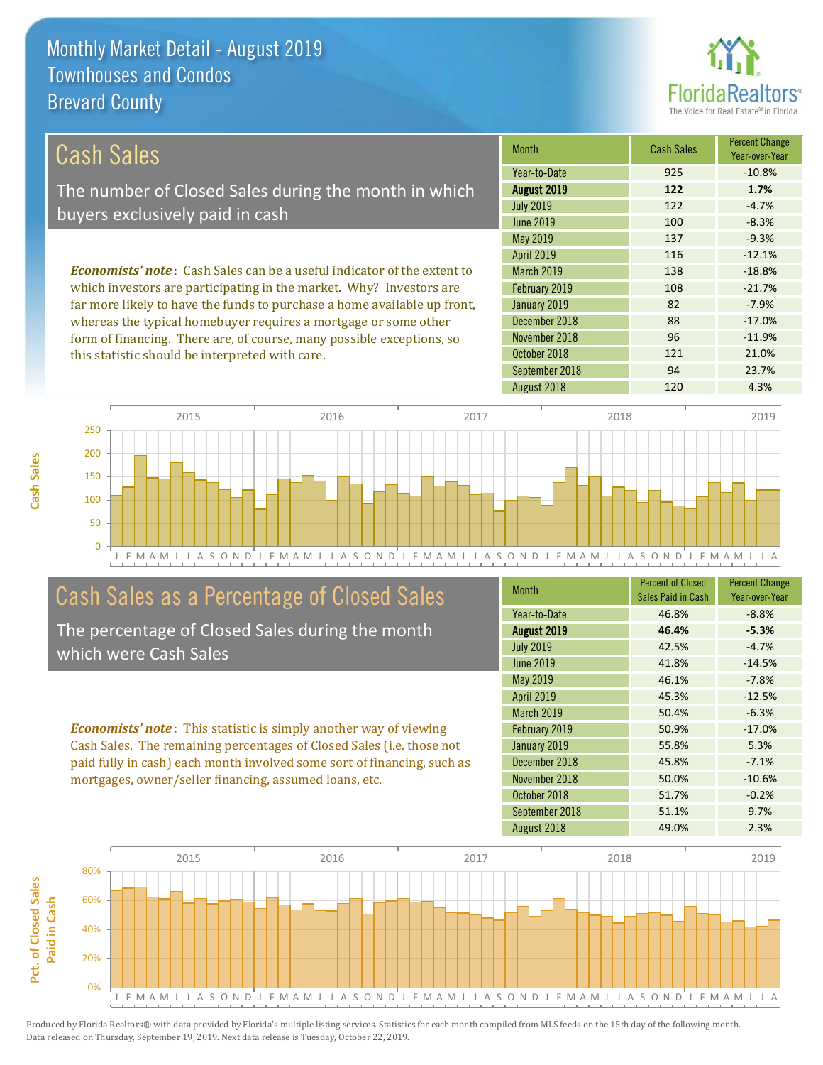# Monthly Market Detail - August 2019
## Townhouses and Condos
## Brevard County

## Cash Sales

The number of Closed Sales during the month in which buyers exclusively paid in cash

***Economists' note***: Cash Sales can be a useful indicator of the extent to which investors are participating in the market. Why? Investors are far more likely to have the funds to purchase a home available up front, whereas the typical homebuyer requires a mortgage or some other form of financing. There are, of course, many possible exceptions, so this statistic should be interpreted with care.

| Month | Cash Sales | Percent Change Year-over-Year |
|---|---|---|
| Year-to-Date | 925 | -10.8% |
| **August 2019** | **122** | **1.7%** |
| July 2019 | 122 | -4.7% |
| June 2019 | 100 | -8.3% |
| May 2019 | 137 | -9.3% |
| April 2019 | 116 | -12.1% |
| March 2019 | 138 | -18.8% |
| February 2019 | 108 | -21.7% |
| January 2019 | 82 | -7.9% |
| December 2018 | 88 | -17.0% |
| November 2018 | 96 | -11.9% |
| October 2018 | 121 | 21.0% |
| September 2018 | 94 | 23.7% |
| August 2018 | 120 | 4.3% |

## Cash Sales as a Percentage of Closed Sales

The percentage of Closed Sales during the month which were Cash Sales

***Economists' note***: This statistic is simply another way of viewing Cash Sales. The remaining percentages of Closed Sales (i.e. those not paid fully in cash) each month involved some sort of financing, such as mortgages, owner/seller financing, assumed loans, etc.

| Month | Percent of Closed Sales Paid in Cash | Percent Change Year-over-Year |
|---|---|---|
| Year-to-Date | 46.8% | -8.8% |
| **August 2019** | **46.4%** | **-5.3%** |
| July 2019 | 42.5% | -4.7% |
| June 2019 | 41.8% | -14.5% |
| May 2019 | 46.1% | -7.8% |
| April 2019 | 45.3% | -12.5% |
| March 2019 | 50.4% | -6.3% |
| February 2019 | 50.9% | -17.0% |
| January 2019 | 55.8% | 5.3% |
| December 2018 | 45.8% | -7.1% |
| November 2018 | 50.0% | -10.6% |
| October 2018 | 51.7% | -0.2% |
| September 2018 | 51.1% | 9.7% |
| August 2018 | 49.0% | 2.3% |

Produced by Florida Realtors® with data provided by Florida's multiple listing services. Statistics for each month compiled from MLS feeds on the 15th day of the following month. Data released on Thursday, September 19, 2019. Next data release is Tuesday, October 22, 2019.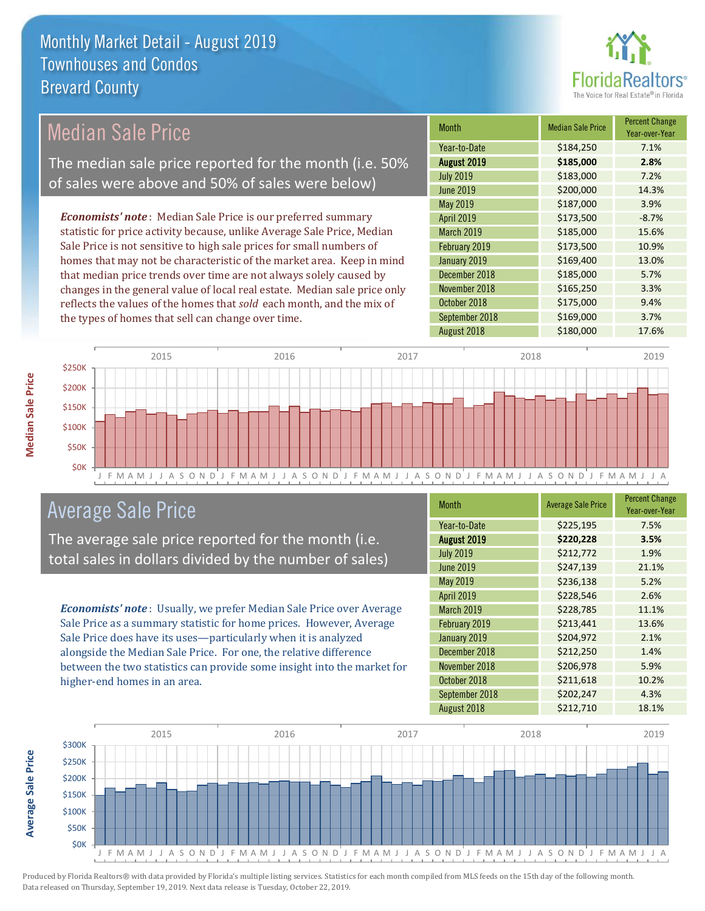# Monthly Market Detail - August 2019
## Townhouses and Condos
## Brevard County

## Median Sale Price

The median sale price reported for the month (i.e. 50% of sales were above and 50% of sales were below)

***Economists' note***: Median Sale Price is our preferred summary statistic for price activity because, unlike Average Sale Price, Median Sale Price is not sensitive to high sale prices for small numbers of homes that may not be characteristic of the market area. Keep in mind that median price trends over time are not always solely caused by changes in the general value of local real estate. Median sale price only reflects the values of the homes that *sold* each month, and the mix of the types of homes that sell can change over time.

| Month | Median Sale Price | Percent Change Year-over-Year |
|---|---|---|
| Year-to-Date | $184,250 | 7.1% |
| **August 2019** | **$185,000** | **2.8%** |
| July 2019 | $183,000 | 7.2% |
| June 2019 | $200,000 | 14.3% |
| May 2019 | $187,000 | 3.9% |
| April 2019 | $173,500 | -8.7% |
| March 2019 | $185,000 | 15.6% |
| February 2019 | $173,500 | 10.9% |
| January 2019 | $169,400 | 13.0% |
| December 2018 | $185,000 | 5.7% |
| November 2018 | $165,250 | 3.3% |
| October 2018 | $175,000 | 9.4% |
| September 2018 | $169,000 | 3.7% |
| August 2018 | $180,000 | 17.6% |

## Average Sale Price

The average sale price reported for the month (i.e. total sales in dollars divided by the number of sales)

***Economists' note***: Usually, we prefer Median Sale Price over Average Sale Price as a summary statistic for home prices. However, Average Sale Price does have its uses—particularly when it is analyzed alongside the Median Sale Price. For one, the relative difference between the two statistics can provide some insight into the market for higher-end homes in an area.

| Month | Average Sale Price | Percent Change Year-over-Year |
|---|---|---|
| Year-to-Date | $225,195 | 7.5% |
| **August 2019** | **$220,228** | **3.5%** |
| July 2019 | $212,772 | 1.9% |
| June 2019 | $247,139 | 21.1% |
| May 2019 | $236,138 | 5.2% |
| April 2019 | $228,546 | 2.6% |
| March 2019 | $228,785 | 11.1% |
| February 2019 | $213,441 | 13.6% |
| January 2019 | $204,972 | 2.1% |
| December 2018 | $212,250 | 1.4% |
| November 2018 | $206,978 | 5.9% |
| October 2018 | $211,618 | 10.2% |
| September 2018 | $202,247 | 4.3% |
| August 2018 | $212,710 | 18.1% |

Produced by Florida Realtors® with data provided by Florida's multiple listing services. Statistics for each month compiled from MLS feeds on the 15th day of the following month. Data released on Thursday, September 19, 2019. Next data release is Tuesday, October 22, 2019.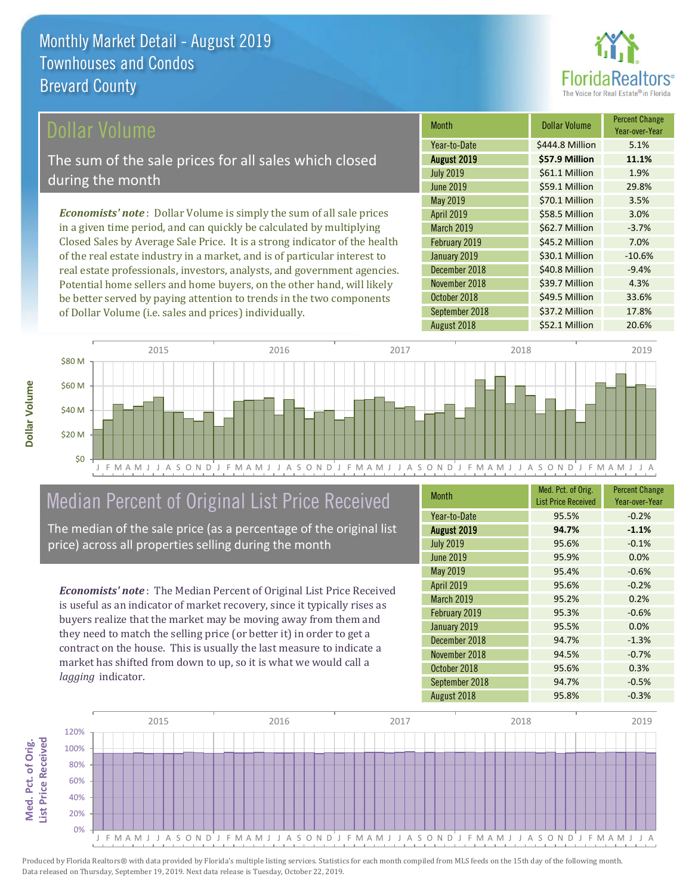# Monthly Market Detail - August 2019
## Townhouses and Condos
## Brevard County

## Dollar Volume

The sum of the sale prices for all sales which closed during the month

*Economists' note*: Dollar Volume is simply the sum of all sale prices in a given time period, and can quickly be calculated by multiplying Closed Sales by Average Sale Price. It is a strong indicator of the health of the real estate industry in a market, and is of particular interest to real estate professionals, investors, analysts, and government agencies. Potential home sellers and home buyers, on the other hand, will likely be better served by paying attention to trends in the two components of Dollar Volume (i.e. sales and prices) individually.

| Month | Dollar Volume | Percent Change Year-over-Year |
|---|---|---|
| Year-to-Date | $444.8 Million | 5.1% |
| **August 2019** | **$57.9 Million** | **11.1%** |
| July 2019 | $61.1 Million | 1.9% |
| June 2019 | $59.1 Million | 29.8% |
| May 2019 | $70.1 Million | 3.5% |
| April 2019 | $58.5 Million | 3.0% |
| March 2019 | $62.7 Million | -3.7% |
| February 2019 | $45.2 Million | 7.0% |
| January 2019 | $30.1 Million | -10.6% |
| December 2018 | $40.8 Million | -9.4% |
| November 2018 | $39.7 Million | 4.3% |
| October 2018 | $49.5 Million | 33.6% |
| September 2018 | $37.2 Million | 17.8% |
| August 2018 | $52.1 Million | 20.6% |

## Median Percent of Original List Price Received

The median of the sale price (as a percentage of the original list price) across all properties selling during the month

*Economists' note*: The Median Percent of Original List Price Received is useful as an indicator of market recovery, since it typically rises as buyers realize that the market may be moving away from them and they need to match the selling price (or better it) in order to get a contract on the house. This is usually the last measure to indicate a market has shifted from down to up, so it is what we would call a *lagging* indicator.

| Month | Med. Pct. of Orig. List Price Received | Percent Change Year-over-Year |
|---|---|---|
| Year-to-Date | 95.5% | -0.2% |
| **August 2019** | **94.7%** | **-1.1%** |
| July 2019 | 95.6% | -0.1% |
| June 2019 | 95.9% | 0.0% |
| May 2019 | 95.4% | -0.6% |
| April 2019 | 95.6% | -0.2% |
| March 2019 | 95.2% | 0.2% |
| February 2019 | 95.3% | -0.6% |
| January 2019 | 95.5% | 0.0% |
| December 2018 | 94.7% | -1.3% |
| November 2018 | 94.5% | -0.7% |
| October 2018 | 95.6% | 0.3% |
| September 2018 | 94.7% | -0.5% |
| August 2018 | 95.8% | -0.3% |

Produced by Florida Realtors® with data provided by Florida's multiple listing services. Statistics for each month compiled from MLS feeds on the 15th day of the following month. Data released on Thursday, September 19, 2019. Next data release is Tuesday, October 22, 2019.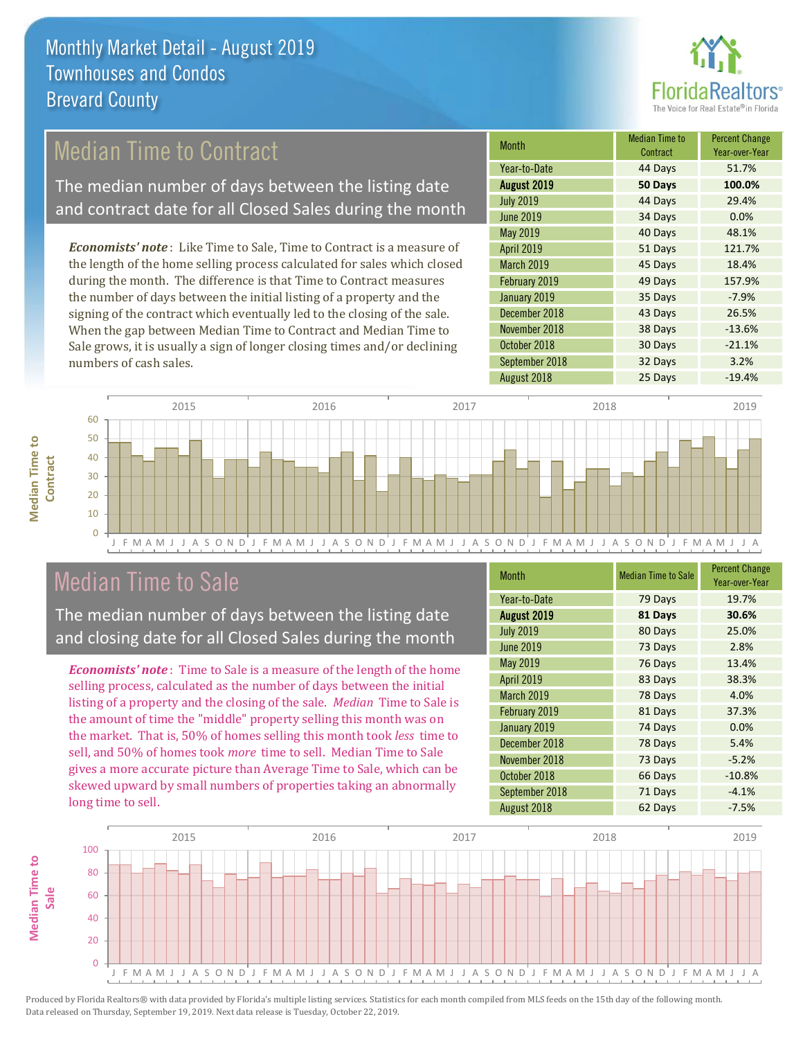# Monthly Market Detail - August 2019
## Townhouses and Condos
## Brevard County

## Median Time to Contract

The median number of days between the listing date and contract date for all Closed Sales during the month

*Economists' note*: Like Time to Sale, Time to Contract is a measure of the length of the home selling process calculated for sales which closed during the month. The difference is that Time to Contract measures the number of days between the initial listing of a property and the signing of the contract which eventually led to the closing of the sale. When the gap between Median Time to Contract and Median Time to Sale grows, it is usually a sign of longer closing times and/or declining numbers of cash sales.

| Month | Median Time to Contract | Percent Change Year-over-Year |
|---|---|---|
| Year-to-Date | 44 Days | 51.7% |
| **August 2019** | **50 Days** | **100.0%** |
| July 2019 | 44 Days | 29.4% |
| June 2019 | 34 Days | 0.0% |
| May 2019 | 40 Days | 48.1% |
| April 2019 | 51 Days | 121.7% |
| March 2019 | 45 Days | 18.4% |
| February 2019 | 49 Days | 157.9% |
| January 2019 | 35 Days | -7.9% |
| December 2018 | 43 Days | 26.5% |
| November 2018 | 38 Days | -13.6% |
| October 2018 | 30 Days | -21.1% |
| September 2018 | 32 Days | 3.2% |
| August 2018 | 25 Days | -19.4% |

## Median Time to Sale

The median number of days between the listing date and closing date for all Closed Sales during the month

*Economists' note*: Time to Sale is a measure of the length of the home selling process, calculated as the number of days between the initial listing of a property and the closing of the sale. *Median* Time to Sale is the amount of time the "middle" property selling this month was on the market. That is, 50% of homes selling this month took *less* time to sell, and 50% of homes took *more* time to sell. Median Time to Sale gives a more accurate picture than Average Time to Sale, which can be skewed upward by small numbers of properties taking an abnormally long time to sell.

| Month | Median Time to Sale | Percent Change Year-over-Year |
|---|---|---|
| Year-to-Date | 79 Days | 19.7% |
| **August 2019** | **81 Days** | **30.6%** |
| July 2019 | 80 Days | 25.0% |
| June 2019 | 73 Days | 2.8% |
| May 2019 | 76 Days | 13.4% |
| April 2019 | 83 Days | 38.3% |
| March 2019 | 78 Days | 4.0% |
| February 2019 | 81 Days | 37.3% |
| January 2019 | 74 Days | 0.0% |
| December 2018 | 78 Days | 5.4% |
| November 2018 | 73 Days | -5.2% |
| October 2018 | 66 Days | -10.8% |
| September 2018 | 71 Days | -4.1% |
| August 2018 | 62 Days | -7.5% |

Produced by Florida Realtors® with data provided by Florida's multiple listing services. Statistics for each month compiled from MLS feeds on the 15th day of the following month. Data released on Thursday, September 19, 2019. Next data release is Tuesday, October 22, 2019.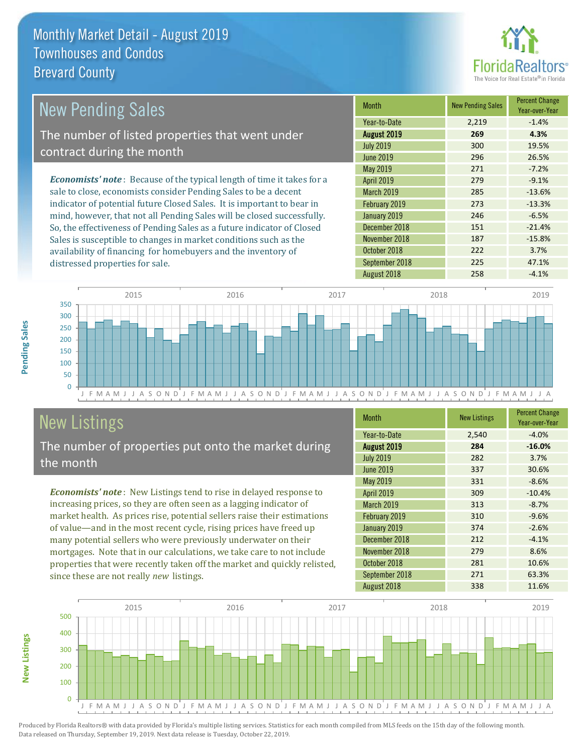# Monthly Market Detail - August 2019
## Townhouses and Condos
## Brevard County

## New Pending Sales

The number of listed properties that went under contract during the month

***Economists' note***: Because of the typical length of time it takes for a sale to close, economists consider Pending Sales to be a decent indicator of potential future Closed Sales. It is important to bear in mind, however, that not all Pending Sales will be closed successfully. So, the effectiveness of Pending Sales as a future indicator of Closed Sales is susceptible to changes in market conditions such as the availability of financing for homebuyers and the inventory of distressed properties for sale.

| Month | New Pending Sales | Percent Change Year-over-Year |
|---|---|---|
| Year-to-Date | 2,219 | -1.4% |
| **August 2019** | **269** | **4.3%** |
| July 2019 | 300 | 19.5% |
| June 2019 | 296 | 26.5% |
| May 2019 | 271 | -7.2% |
| April 2019 | 279 | -9.1% |
| March 2019 | 285 | -13.6% |
| February 2019 | 273 | -13.3% |
| January 2019 | 246 | -6.5% |
| December 2018 | 151 | -21.4% |
| November 2018 | 187 | -15.8% |
| October 2018 | 222 | 3.7% |
| September 2018 | 225 | 47.1% |
| August 2018 | 258 | -4.1% |

## New Listings

The number of properties put onto the market during the month

***Economists' note***: New Listings tend to rise in delayed response to increasing prices, so they are often seen as a lagging indicator of market health. As prices rise, potential sellers raise their estimations of value—and in the most recent cycle, rising prices have freed up many potential sellers who were previously underwater on their mortgages. Note that in our calculations, we take care to not include properties that were recently taken off the market and quickly relisted, since these are not really *new* listings.

| Month | New Listings | Percent Change Year-over-Year |
|---|---|---|
| Year-to-Date | 2,540 | -4.0% |
| **August 2019** | **284** | **-16.0%** |
| July 2019 | 282 | 3.7% |
| June 2019 | 337 | 30.6% |
| May 2019 | 331 | -8.6% |
| April 2019 | 309 | -10.4% |
| March 2019 | 313 | -8.7% |
| February 2019 | 310 | -9.6% |
| January 2019 | 374 | -2.6% |
| December 2018 | 212 | -4.1% |
| November 2018 | 279 | 8.6% |
| October 2018 | 281 | 10.6% |
| September 2018 | 271 | 63.3% |
| August 2018 | 338 | 11.6% |

Produced by Florida Realtors® with data provided by Florida's multiple listing services. Statistics for each month compiled from MLS feeds on the 15th day of the following month. Data released on Thursday, September 19, 2019. Next data release is Tuesday, October 22, 2019.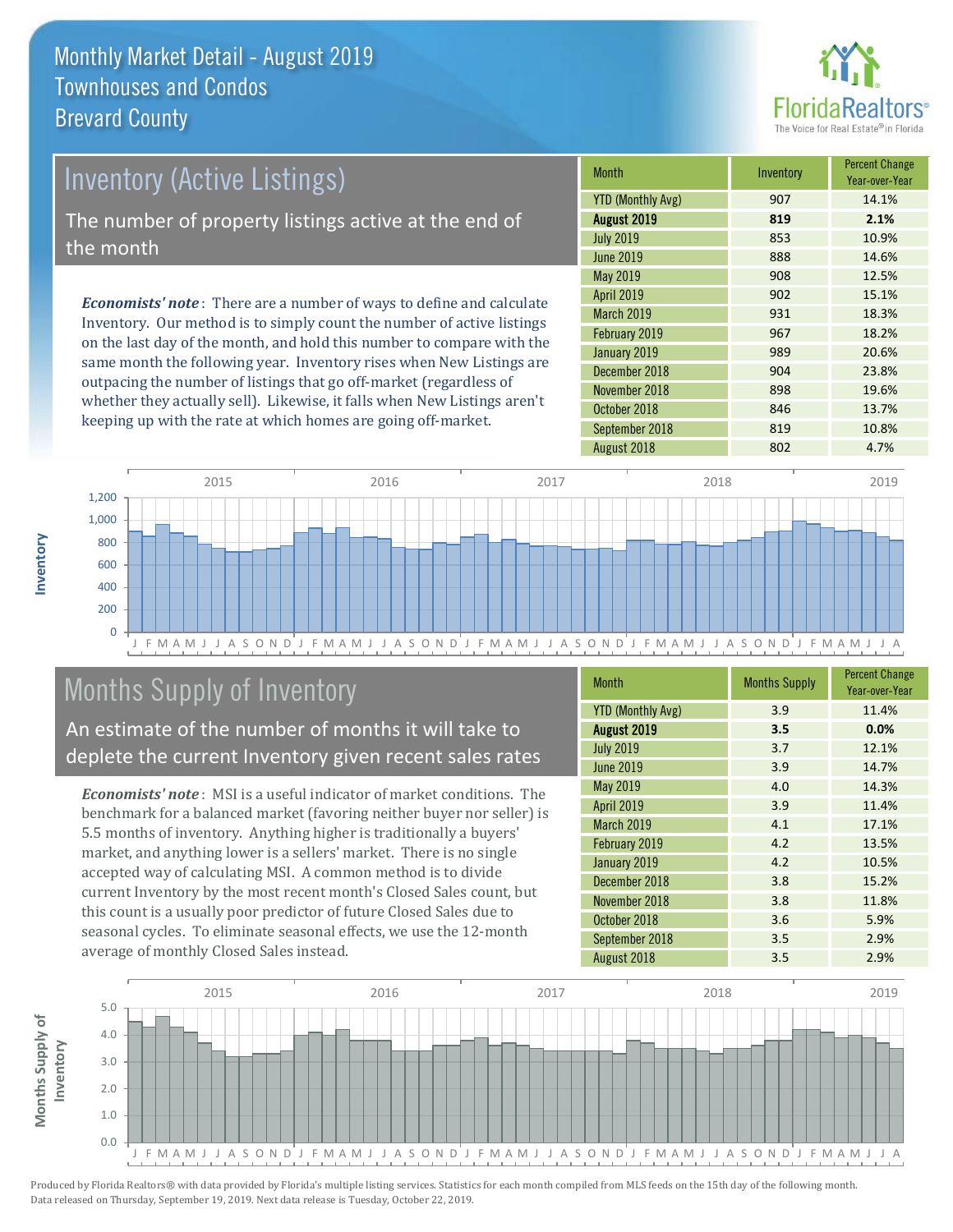# Monthly Market Detail - August 2019
## Townhouses and Condos
## Brevard County

## Inventory (Active Listings)

The number of property listings active at the end of the month

*Economists' note*: There are a number of ways to define and calculate Inventory. Our method is to simply count the number of active listings on the last day of the month, and hold this number to compare with the same month the following year. Inventory rises when New Listings are outpacing the number of listings that go off-market (regardless of whether they actually sell). Likewise, it falls when New Listings aren't keeping up with the rate at which homes are going off-market.

| Month | Inventory | Percent Change Year-over-Year |
|---|---|---|
| YTD (Monthly Avg) | 907 | 14.1% |
| **August 2019** | **819** | **2.1%** |
| July 2019 | 853 | 10.9% |
| June 2019 | 888 | 14.6% |
| May 2019 | 908 | 12.5% |
| April 2019 | 902 | 15.1% |
| March 2019 | 931 | 18.3% |
| February 2019 | 967 | 18.2% |
| January 2019 | 989 | 20.6% |
| December 2018 | 904 | 23.8% |
| November 2018 | 898 | 19.6% |
| October 2018 | 846 | 13.7% |
| September 2018 | 819 | 10.8% |
| August 2018 | 802 | 4.7% |

## Months Supply of Inventory

An estimate of the number of months it will take to deplete the current Inventory given recent sales rates

*Economists' note*: MSI is a useful indicator of market conditions. The benchmark for a balanced market (favoring neither buyer nor seller) is 5.5 months of inventory. Anything higher is traditionally a buyers' market, and anything lower is a sellers' market. There is no single accepted way of calculating MSI. A common method is to divide current Inventory by the most recent month's Closed Sales count, but this count is a usually poor predictor of future Closed Sales due to seasonal cycles. To eliminate seasonal effects, we use the 12-month average of monthly Closed Sales instead.

| Month | Months Supply | Percent Change Year-over-Year |
|---|---|---|
| YTD (Monthly Avg) | 3.9 | 11.4% |
| **August 2019** | **3.5** | **0.0%** |
| July 2019 | 3.7 | 12.1% |
| June 2019 | 3.9 | 14.7% |
| May 2019 | 4.0 | 14.3% |
| April 2019 | 3.9 | 11.4% |
| March 2019 | 4.1 | 17.1% |
| February 2019 | 4.2 | 13.5% |
| January 2019 | 4.2 | 10.5% |
| December 2018 | 3.8 | 15.2% |
| November 2018 | 3.8 | 11.8% |
| October 2018 | 3.6 | 5.9% |
| September 2018 | 3.5 | 2.9% |
| August 2018 | 3.5 | 2.9% |

Produced by Florida Realtors® with data provided by Florida's multiple listing services. Statistics for each month compiled from MLS feeds on the 15th day of the following month. Data released on Thursday, September 19, 2019. Next data release is Tuesday, October 22, 2019.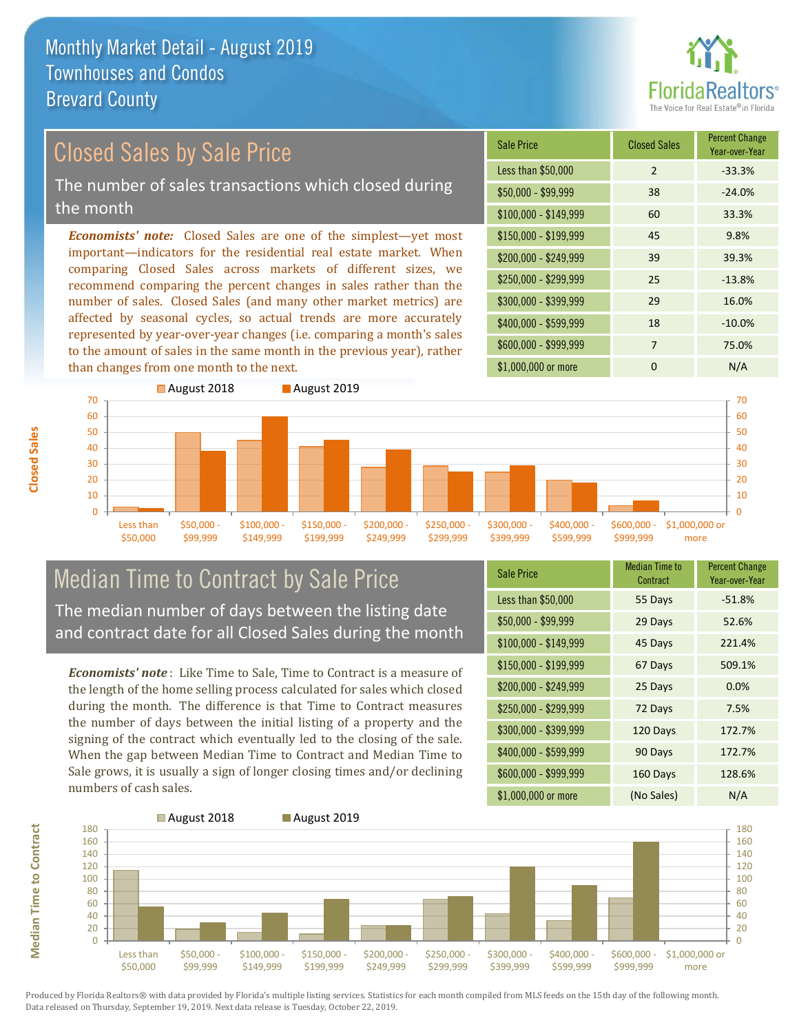# Monthly Market Detail - August 2019
## Townhouses and Condos
## Brevard County

## Closed Sales by Sale Price

The number of sales transactions which closed during the month

*Economists' note:* Closed Sales are one of the simplest—yet most important—indicators for the residential real estate market. When comparing Closed Sales across markets of different sizes, we recommend comparing the percent changes in sales rather than the number of sales. Closed Sales (and many other market metrics) are affected by seasonal cycles, so actual trends are more accurately represented by year-over-year changes (i.e. comparing a month's sales to the amount of sales in the same month in the previous year), rather than changes from one month to the next.

| Sale Price | Closed Sales | Percent Change Year-over-Year |
|---|---|---|
| Less than $50,000 | 2 | -33.3% |
| $50,000 - $99,999 | 38 | -24.0% |
| $100,000 - $149,999 | 60 | 33.3% |
| $150,000 - $199,999 | 45 | 9.8% |
| $200,000 - $249,999 | 39 | 39.3% |
| $250,000 - $299,999 | 25 | -13.8% |
| $300,000 - $399,999 | 29 | 16.0% |
| $400,000 - $599,999 | 18 | -10.0% |
| $600,000 - $999,999 | 7 | 75.0% |
| $1,000,000 or more | 0 | N/A |

## Median Time to Contract by Sale Price

The median number of days between the listing date and contract date for all Closed Sales during the month

*Economists' note* : Like Time to Sale, Time to Contract is a measure of the length of the home selling process calculated for sales which closed during the month. The difference is that Time to Contract measures the number of days between the initial listing of a property and the signing of the contract which eventually led to the closing of the sale. When the gap between Median Time to Contract and Median Time to Sale grows, it is usually a sign of longer closing times and/or declining numbers of cash sales.

| Sale Price | Median Time to Contract | Percent Change Year-over-Year |
|---|---|---|
| Less than $50,000 | 55 Days | -51.8% |
| $50,000 - $99,999 | 29 Days | 52.6% |
| $100,000 - $149,999 | 45 Days | 221.4% |
| $150,000 - $199,999 | 67 Days | 509.1% |
| $200,000 - $249,999 | 25 Days | 0.0% |
| $250,000 - $299,999 | 72 Days | 7.5% |
| $300,000 - $399,999 | 120 Days | 172.7% |
| $400,000 - $599,999 | 90 Days | 172.7% |
| $600,000 - $999,999 | 160 Days | 128.6% |
| $1,000,000 or more | (No Sales) | N/A |

Produced by Florida Realtors® with data provided by Florida's multiple listing services. Statistics for each month compiled from MLS feeds on the 15th day of the following month. Data released on Thursday, September 19, 2019. Next data release is Tuesday, October 22, 2019.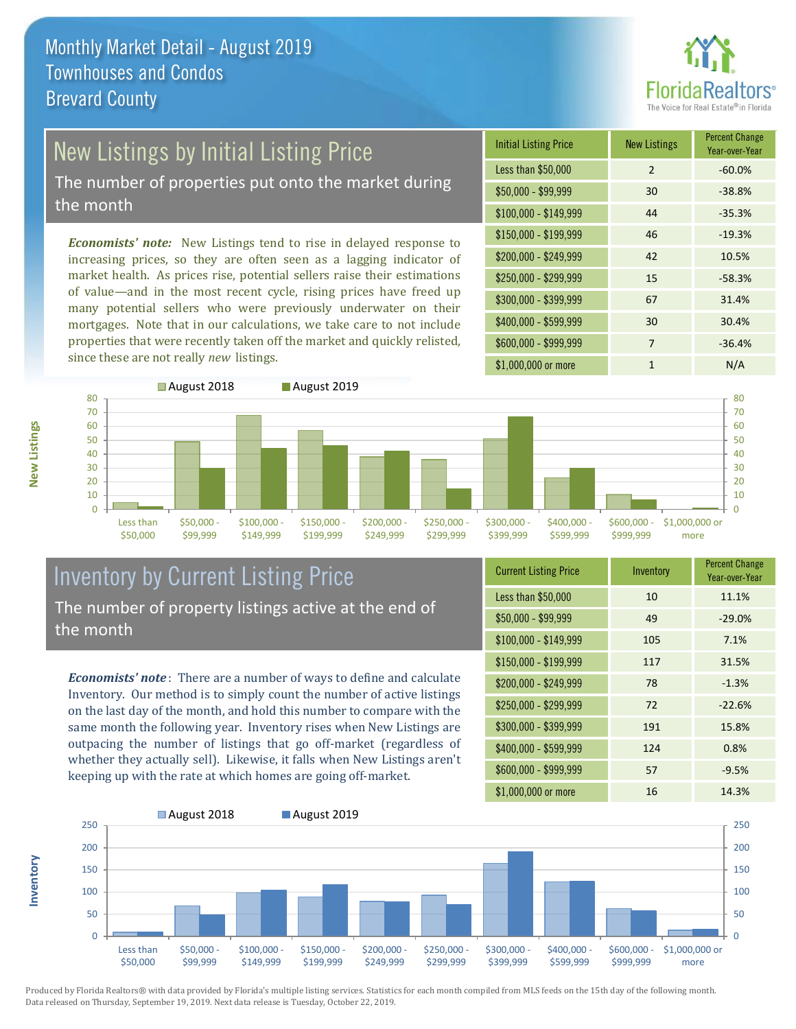# Monthly Market Detail - August 2019
## Townhouses and Condos
## Brevard County

## New Listings by Initial Listing Price

The number of properties put onto the market during the month

*Economists' note:* New Listings tend to rise in delayed response to increasing prices, so they are often seen as a lagging indicator of market health. As prices rise, potential sellers raise their estimations of value—and in the most recent cycle, rising prices have freed up many potential sellers who were previously underwater on their mortgages. Note that in our calculations, we take care to not include properties that were recently taken off the market and quickly relisted, since these are not really *new* listings.

| Initial Listing Price | New Listings | Percent Change Year-over-Year |
|---|---|---|
| Less than $50,000 | 2 | -60.0% |
| $50,000 - $99,999 | 30 | -38.8% |
| $100,000 - $149,999 | 44 | -35.3% |
| $150,000 - $199,999 | 46 | -19.3% |
| $200,000 - $249,999 | 42 | 10.5% |
| $250,000 - $299,999 | 15 | -58.3% |
| $300,000 - $399,999 | 67 | 31.4% |
| $400,000 - $599,999 | 30 | 30.4% |
| $600,000 - $999,999 | 7 | -36.4% |
| $1,000,000 or more | 1 | N/A |

## Inventory by Current Listing Price

The number of property listings active at the end of the month

*Economists' note*: There are a number of ways to define and calculate Inventory. Our method is to simply count the number of active listings on the last day of the month, and hold this number to compare with the same month the following year. Inventory rises when New Listings are outpacing the number of listings that go off-market (regardless of whether they actually sell). Likewise, it falls when New Listings aren't keeping up with the rate at which homes are going off-market.

| Current Listing Price | Inventory | Percent Change Year-over-Year |
|---|---|---|
| Less than $50,000 | 10 | 11.1% |
| $50,000 - $99,999 | 49 | -29.0% |
| $100,000 - $149,999 | 105 | 7.1% |
| $150,000 - $199,999 | 117 | 31.5% |
| $200,000 - $249,999 | 78 | -1.3% |
| $250,000 - $299,999 | 72 | -22.6% |
| $300,000 - $399,999 | 191 | 15.8% |
| $400,000 - $599,999 | 124 | 0.8% |
| $600,000 - $999,999 | 57 | -9.5% |
| $1,000,000 or more | 16 | 14.3% |

Produced by Florida Realtors® with data provided by Florida's multiple listing services. Statistics for each month compiled from MLS feeds on the 15th day of the following month. Data released on Thursday, September 19, 2019. Next data release is Tuesday, October 22, 2019.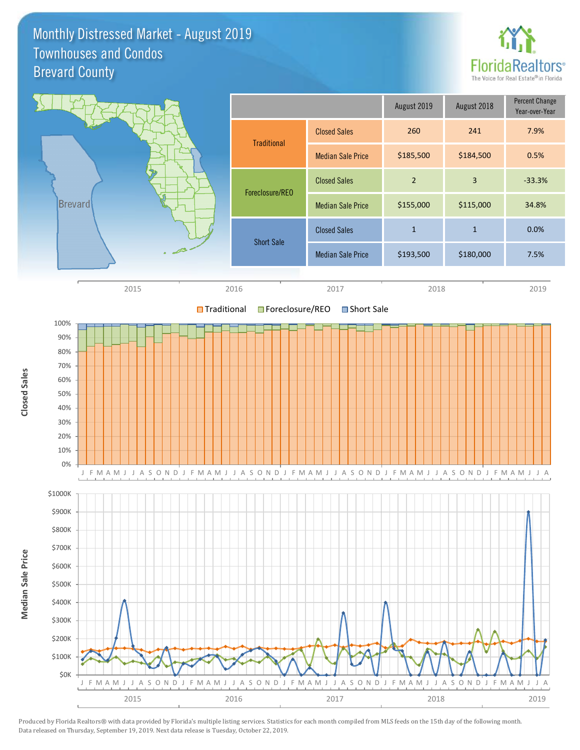# Monthly Distressed Market - August 2019
## Townhouses and Condos
## Brevard County

FloridaRealtors®
The Voice for Real Estate® in Florida

Brevard

| | | August 2019 | August 2018 | Percent Change Year-over-Year |
|---|---|---|---|---|
| Traditional | Closed Sales | 260 | 241 | 7.9% |
| | Median Sale Price | $185,500 | $184,500 | 0.5% |
| Foreclosure/REO | Closed Sales | 2 | 3 | -33.3% |
| | Median Sale Price | $155,000 | $115,000 | 34.8% |
| Short Sale | Closed Sales | 1 | 1 | 0.0% |
| | Median Sale Price | $193,500 | $180,000 | 7.5% |

2015 2016 2017 2018 2019

Traditional Foreclosure/REO Short Sale

Closed Sales

100% 90% 80% 70% 60% 50% 40% 30% 20% 10% 0%

J F M A M J J A S O N D J F M A M J J A S O N D J F M A M J J A S O N D J F M A M J J A S O N D J F M A M J J A

Median Sale Price

$1000K $900K $800K $700K $600K $500K $400K $300K $200K $100K $0K

J F M A M J J A S O N D J F M A M J J A S O N D J F M A M J J A S O N D J F M A M J J A S O N D J F M A M J J A

2015 2016 2017 2018 2019

Produced by Florida Realtors® with data provided by Florida's multiple listing services. Statistics for each month compiled from MLS feeds on the 15th day of the following month. Data released on Thursday, September 19, 2019. Next data release is Tuesday, October 22, 2019.